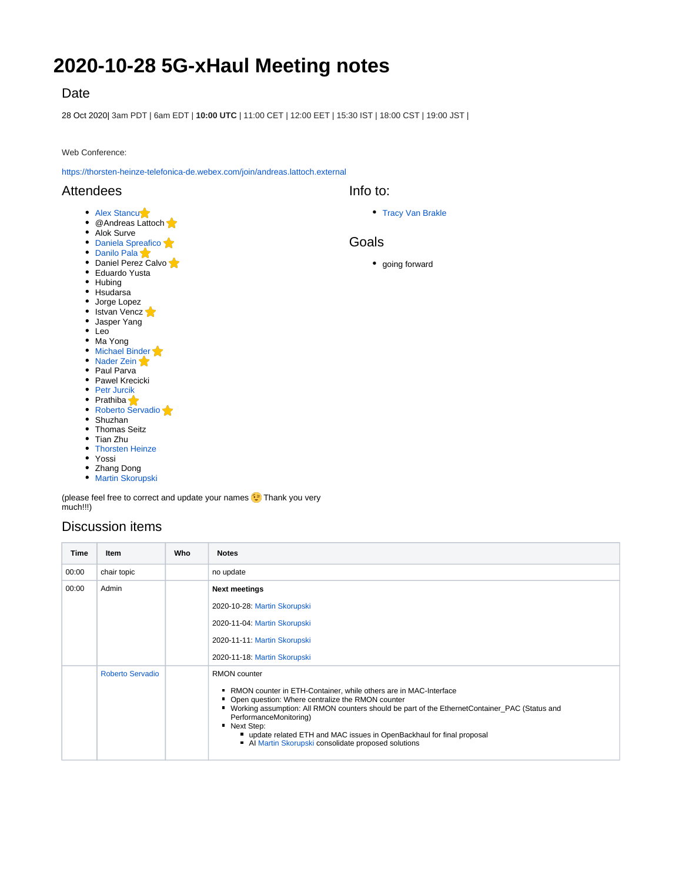# 2020-10-28 5G-xHaul Meeting notes

## Date

28 Oct 2020| 3am PDT | 6am EDT | **10:00 UTC** | 11:00 CET | 12:00 EET | 15:30 IST | 18:00 CST | 19:00 JST |

Web Conference:

https://thorsten-heinze-telefonica-de.webex.com/join/andreas.lattoch.external

## Attendees

- Alex Stancu ⭐
- @Andreas Lattoch ⭐
- Alok Surve
- Daniela Spreafico ⭐
- Danilo Pala ⭐
- Daniel Perez Calvo ⭐
- Eduardo Yusta
- Hubing
- Hsudarsa
- Jorge Lopez
- Istvan Vencz ⭐
- Jasper Yang
- Leo
- Ma Yong
- Michael Binder ⭐
- Nader Zein ⭐
- Paul Parva
- Pawel Krecicki
- Petr Jurcik
- Prathiba ⭐
- Roberto Servadio ⭐
- Shuzhan
- Thomas Seitz
- Tian Zhu
- Thorsten Heinze
- Yossi
- Zhang Dong
- Martin Skorupski

(please feel free to correct and update your names 😉 Thank you very much!!!)

## Info to:

- Tracy Van Brakle

## Goals

- going forward

## Discussion items

| Time | Item | Who | Notes |
|---|---|---|---|
| 00:00 | chair topic | | no update |
| 00:00 | Admin | | **Next meetings**<br>2020-10-28: Martin Skorupski<br>2020-11-04: Martin Skorupski<br>2020-11-11: Martin Skorupski<br>2020-11-18: Martin Skorupski |
| | Roberto Servadio | | RMON counter<br>- RMON counter in ETH-Container, while others are in MAC-Interface<br>- Open question: Where centralize the RMON counter<br>- Working assumption: All RMON counters should be part of the EthernetContainer_PAC (Status and PerformanceMonitoring)<br>- Next Step:<br>  - update related ETH and MAC issues in OpenBackhaul for final proposal<br>  - AI Martin Skorupski consolidate proposed solutions |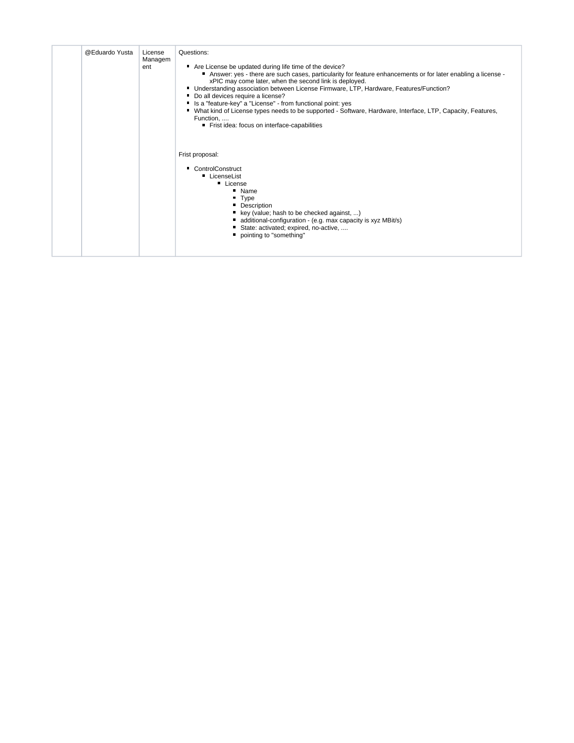|  | @Eduardo Yusta | License Management | Questions:<br><br>- Are License be updated during life time of the device?<br>  - Answer: yes - there are such cases, particularity for feature enhancements or for later enabling a license - xPIC may come later, when the second link is deployed.<br>- Understanding association between License Firmware, LTP, Hardware, Features/Function?<br>- Do all devices require a license?<br>- Is a "feature-key" a "License" - from functional point: yes<br>- What kind of License types needs to be supported - Software, Hardware, Interface, LTP, Capacity, Features, Function, ....<br>  - Frist idea: focus on interface-capabilities<br><br>Frist proposal:<br><br>- ControlConstruct<br>  - LicenseList<br>    - License<br>      - Name<br>      - Type<br>      - Description<br>      - key (value; hash to be checked against, ...)<br>      - additional-configuration - (e.g. max capacity is xyz MBit/s)<br>      - State: activated; expired, no-active, ....<br>      - pointing to "something" |
|---|---|---|---|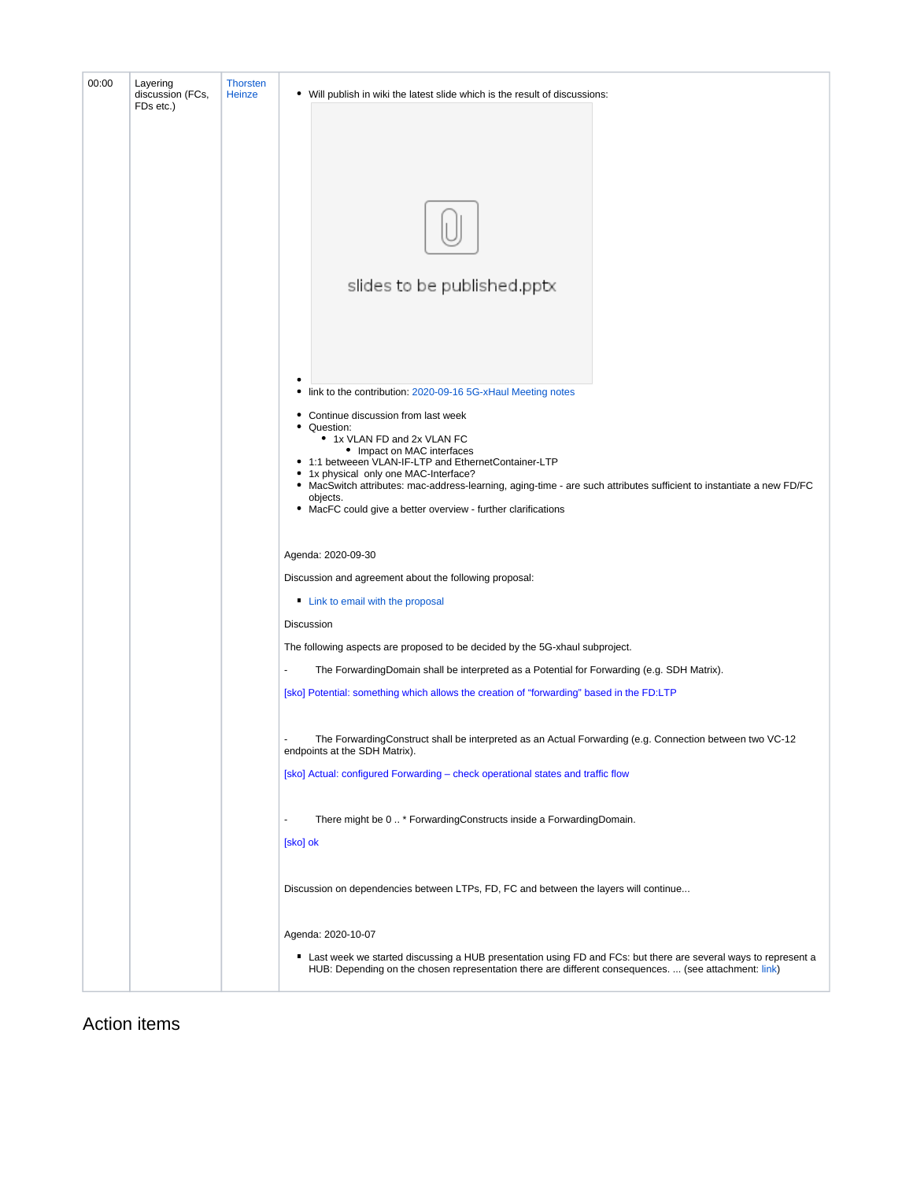| | | | |
|---|---|---|---|
| 00:00 | Layering discussion (FCs, FDs etc.) | Thorsten Heinze | • Will publish in wiki the latest slide which is the result of discussions:<br><br>slides to be published.pptx<br><br>•<br>• link to the contribution: 2020-09-16 5G-xHaul Meeting notes<br><br>• Continue discussion from last week<br>• Question:<br>  • 1x VLAN FD and 2x VLAN FC<br>    • Impact on MAC interfaces<br>• 1:1 betweeen VLAN-IF-LTP and EthernetContainer-LTP<br>• 1x physical only one MAC-Interface?<br>• MacSwitch attributes: mac-address-learning, aging-time - are such attributes sufficient to instantiate a new FD/FC objects.<br>• MacFC could give a better overview - further clarifications<br><br>Agenda: 2020-09-30<br><br>Discussion and agreement about the following proposal:<br><br>▪ Link to email with the proposal<br><br>Discussion<br><br>The following aspects are proposed to be decided by the 5G-xhaul subproject.<br><br>- The ForwardingDomain shall be interpreted as a Potential for Forwarding (e.g. SDH Matrix).<br><br>[sko] Potential: something which allows the creation of "forwarding" based in the FD:LTP<br><br>- The ForwardingConstruct shall be interpreted as an Actual Forwarding (e.g. Connection between two VC-12 endpoints at the SDH Matrix).<br><br>[sko] Actual: configured Forwarding – check operational states and traffic flow<br><br>- There might be 0 .. * ForwardingConstructs inside a ForwardingDomain.<br><br>[sko] ok<br><br>Discussion on dependencies between LTPs, FD, FC and between the layers will continue...<br><br>Agenda: 2020-10-07<br><br>▪ Last week we started discussing a HUB presentation using FD and FCs: but there are several ways to represent a HUB: Depending on the chosen representation there are different consequences. ... (see attachment: link) |

## Action items